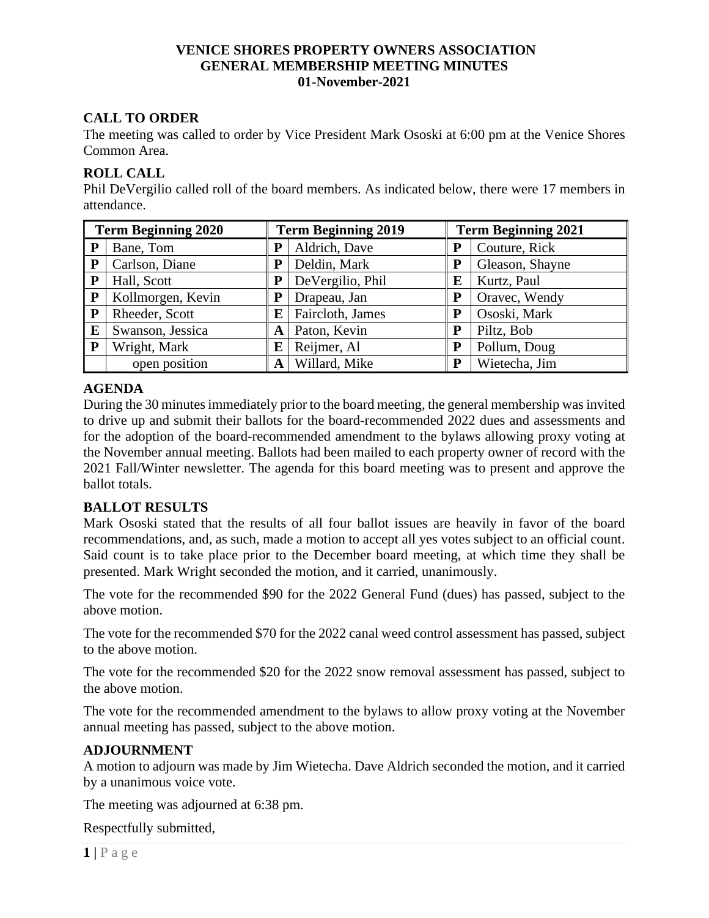**VENICE SHORES PROPERTY OWNERS ASSOCIATION**
**GENERAL MEMBERSHIP MEETING MINUTES**
**01-November-2021**

## CALL TO ORDER

The meeting was called to order by Vice President Mark Ososki at 6:00 pm at the Venice Shores Common Area.

## ROLL CALL

Phil DeVergilio called roll of the board members. As indicated below, there were 17 members in attendance.

| Term Beginning 2020 | | Term Beginning 2019 | | Term Beginning 2021 | |
|---|---|---|---|---|---|
| **P** | Bane, Tom | **P** | Aldrich, Dave | **P** | Couture, Rick |
| **P** | Carlson, Diane | **P** | Deldin, Mark | **P** | Gleason, Shayne |
| **P** | Hall, Scott | **P** | DeVergilio, Phil | **E** | Kurtz, Paul |
| **P** | Kollmorgen, Kevin | **P** | Drapeau, Jan | **P** | Oravec, Wendy |
| **P** | Rheeder, Scott | **E** | Faircloth, James | **P** | Ososki, Mark |
| **E** | Swanson, Jessica | **A** | Paton, Kevin | **P** | Piltz, Bob |
| **P** | Wright, Mark | **E** | Reijmer, Al | **P** | Pollum, Doug |
| | open position | **A** | Willard, Mike | **P** | Wietecha, Jim |

## AGENDA

During the 30 minutes immediately prior to the board meeting, the general membership was invited to drive up and submit their ballots for the board-recommended 2022 dues and assessments and for the adoption of the board-recommended amendment to the bylaws allowing proxy voting at the November annual meeting. Ballots had been mailed to each property owner of record with the 2021 Fall/Winter newsletter. The agenda for this board meeting was to present and approve the ballot totals.

## BALLOT RESULTS

Mark Ososki stated that the results of all four ballot issues are heavily in favor of the board recommendations, and, as such, made a motion to accept all yes votes subject to an official count. Said count is to take place prior to the December board meeting, at which time they shall be presented. Mark Wright seconded the motion, and it carried, unanimously.

The vote for the recommended $90 for the 2022 General Fund (dues) has passed, subject to the above motion.

The vote for the recommended $70 for the 2022 canal weed control assessment has passed, subject to the above motion.

The vote for the recommended $20 for the 2022 snow removal assessment has passed, subject to the above motion.

The vote for the recommended amendment to the bylaws to allow proxy voting at the November annual meeting has passed, subject to the above motion.

## ADJOURNMENT

A motion to adjourn was made by Jim Wietecha. Dave Aldrich seconded the motion, and it carried by a unanimous voice vote.

The meeting was adjourned at 6:38 pm.

Respectfully submitted,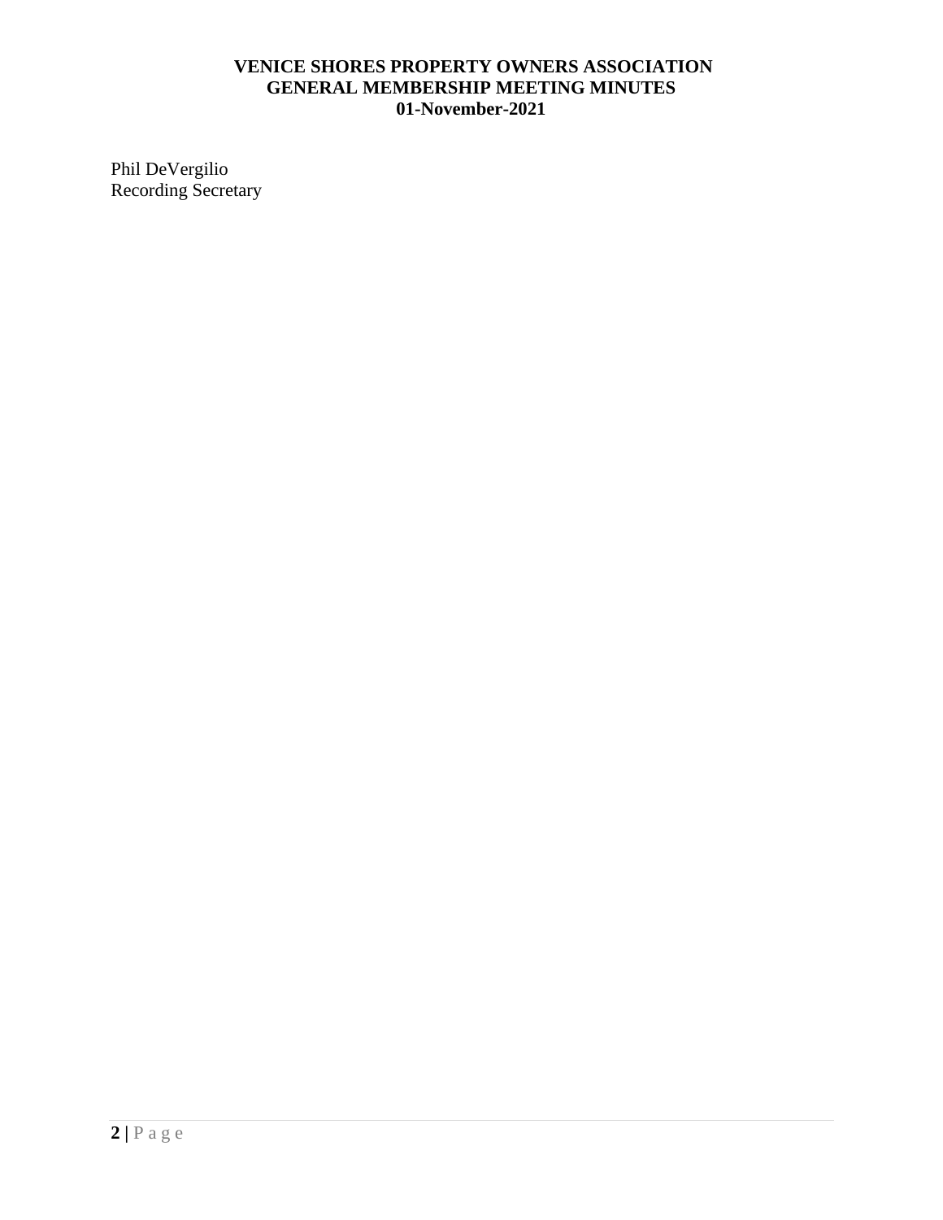Phil DeVergilio
Recording Secretary